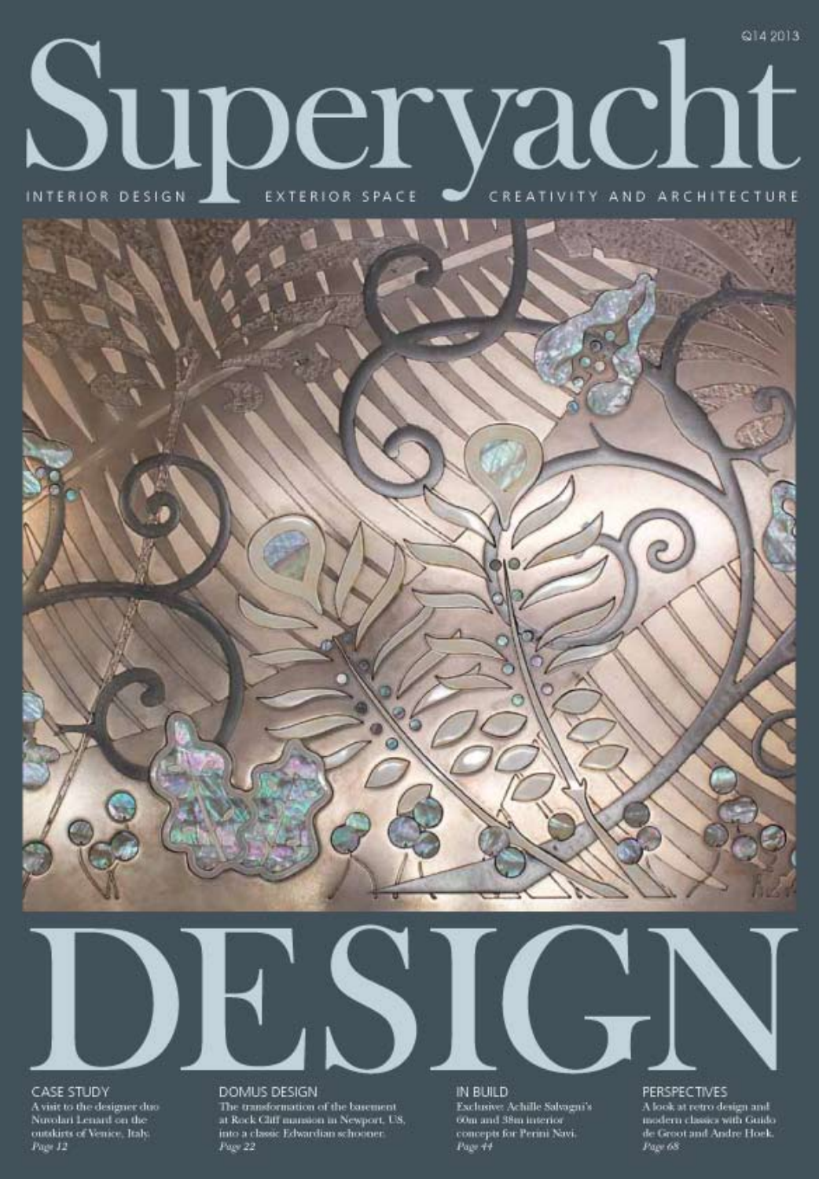Q14 2013

# Superyacht

INTERIOR DESIGN EXTERIOR SPACE CREATIVITY AND ARCHITECTURE

# DESIGN

## CASE STUDY

A visit to the designer duo Nuvolari Lenard on the outskirts of Venice, Italy.
*Page 12*

## DOMUS DESIGN

The transformation of the basement at Rock Cliff mansion in Newport, US, into a classic Edwardian schooner.
*Page 22*

## IN BUILD

Exclusive: Achille Salvagni's 60m and 38m interior concepts for Perini Navi.
*Page 44*

## PERSPECTIVES

A look at retro design and modern classics with Guido de Groot and Andre Hoek.
*Page 68*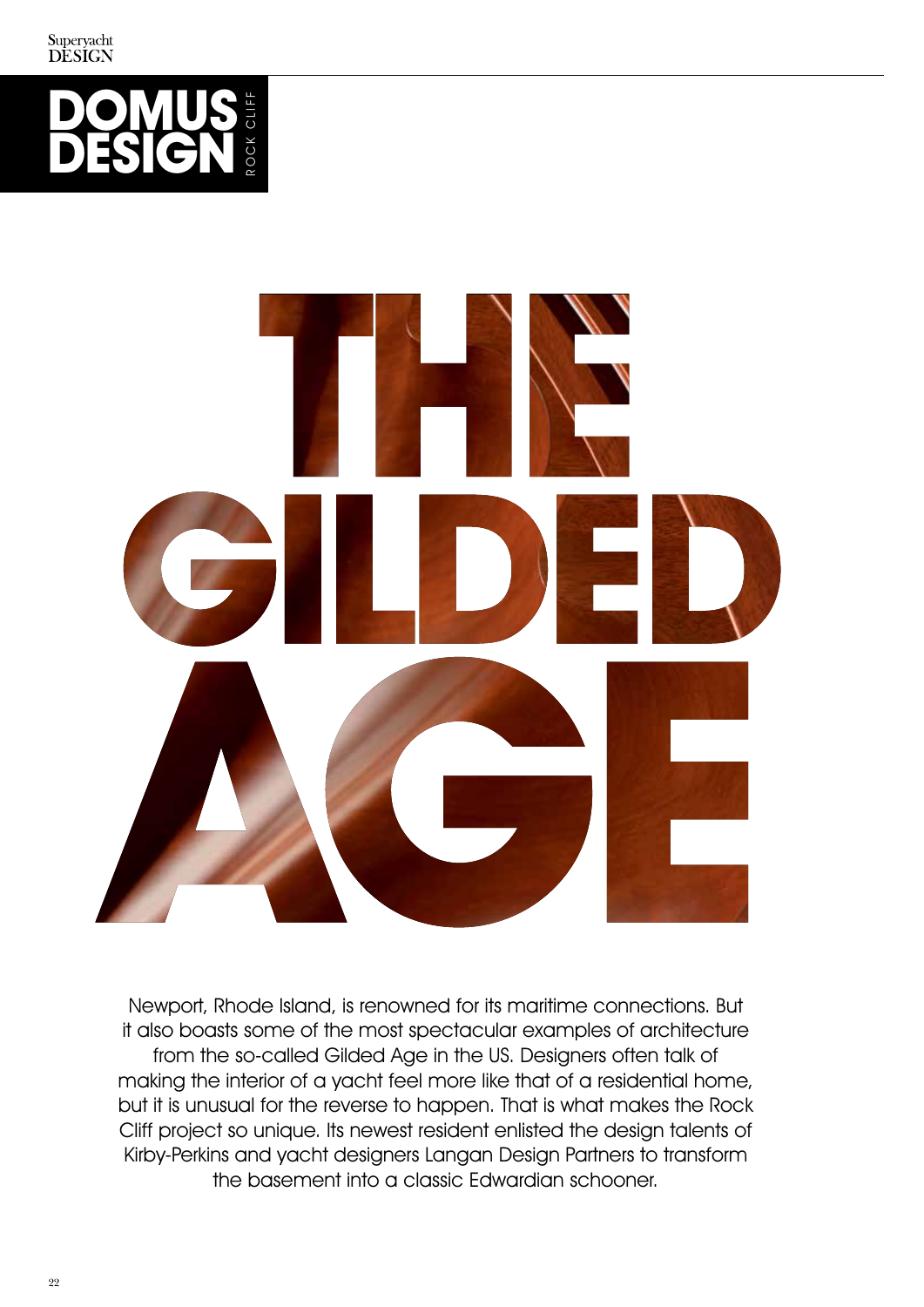# DOMUS DESIGN

ROCK CLIFF

# THE GILDED AGE

Newport, Rhode Island, is renowned for its maritime connections. But it also boasts some of the most spectacular examples of architecture from the so-called Gilded Age in the US. Designers often talk of making the interior of a yacht feel more like that of a residential home, but it is unusual for the reverse to happen. That is what makes the Rock Cliff project so unique. Its newest resident enlisted the design talents of Kirby-Perkins and yacht designers Langan Design Partners to transform the basement into a classic Edwardian schooner.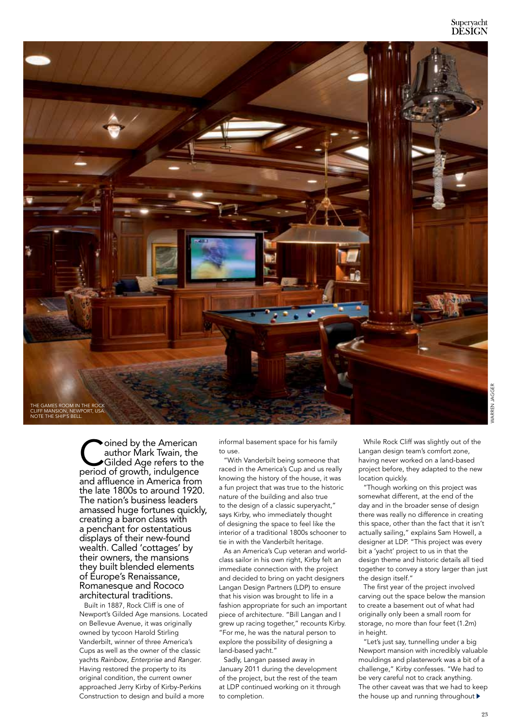THE GAMES ROOM IN THE ROCK CLIFF MANSION, NEWPORT, USA. NOTE THE SHIP'S BELL.

WARREN JAGGER

Coined by the American author Mark Twain, the Gilded Age refers to the period of growth, indulgence and affluence in America from the late 1800s to around 1920. The nation's business leaders amassed huge fortunes quickly, creating a baron class with a penchant for ostentatious displays of their new-found wealth. Called 'cottages' by their owners, the mansions they built blended elements of Europe's Renaissance, Romanesque and Rococo architectural traditions.

Built in 1887, Rock Cliff is one of Newport's Gilded Age mansions. Located on Bellevue Avenue, it was originally owned by tycoon Harold Stirling Vanderbilt, winner of three America's Cups as well as the owner of the classic yachts *Rainbow*, *Enterprise* and *Ranger*. Having restored the property to its original condition, the current owner approached Jerry Kirby of Kirby-Perkins Construction to design and build a more informal basement space for his family to use.

"With Vanderbilt being someone that raced in the America's Cup and us really knowing the history of the house, it was a fun project that was true to the historic nature of the building and also true to the design of a classic superyacht," says Kirby, who immediately thought of designing the space to feel like the interior of a traditional 1800s schooner to tie in with the Vanderbilt heritage.

As an America's Cup veteran and world-class sailor in his own right, Kirby felt an immediate connection with the project and decided to bring on yacht designers Langan Design Partners (LDP) to ensure that his vision was brought to life in a fashion appropriate for such an important piece of architecture. "Bill Langan and I grew up racing together," recounts Kirby. "For me, he was the natural person to explore the possibility of designing a land-based yacht."

Sadly, Langan passed away in January 2011 during the development of the project, but the rest of the team at LDP continued working on it through to completion.

While Rock Cliff was slightly out of the Langan design team's comfort zone, having never worked on a land-based project before, they adapted to the new location quickly.

"Though working on this project was somewhat different, at the end of the day and in the broader sense of design there was really no difference in creating this space, other than the fact that it isn't actually sailing," explains Sam Howell, a designer at LDP. "This project was every bit a 'yacht' project to us in that the design theme and historic details all tied together to convey a story larger than just the design itself."

The first year of the project involved carving out the space below the mansion to create a basement out of what had originally only been a small room for storage, no more than four feet (1.2m) in height.

"Let's just say, tunnelling under a big Newport mansion with incredibly valuable mouldings and plasterwork was a bit of a challenge," Kirby confesses. "We had to be very careful not to crack anything. The other caveat was that we had to keep the house up and running throughout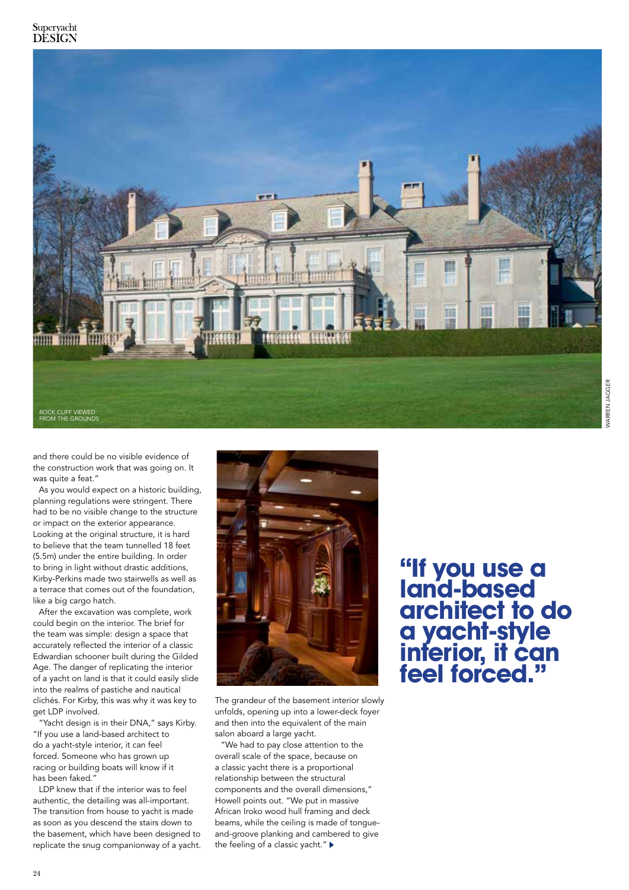ROCK CLIFF VIEWED FROM THE GROUNDS

WARREN JAGGER

and there could be no visible evidence of the construction work that was going on. It was quite a feat."

As you would expect on a historic building, planning regulations were stringent. There had to be no visible change to the structure or impact on the exterior appearance. Looking at the original structure, it is hard to believe that the team tunnelled 18 feet (5.5m) under the entire building. In order to bring in light without drastic additions, Kirby-Perkins made two stairwells as well as a terrace that comes out of the foundation, like a big cargo hatch.

After the excavation was complete, work could begin on the interior. The brief for the team was simple: design a space that accurately reflected the interior of a classic Edwardian schooner built during the Gilded Age. The danger of replicating the interior of a yacht on land is that it could easily slide into the realms of pastiche and nautical clichés. For Kirby, this was why it was key to get LDP involved.

"Yacht design is in their DNA," says Kirby. "If you use a land-based architect to do a yacht-style interior, it can feel forced. Someone who has grown up racing or building boats will know if it has been faked."

LDP knew that if the interior was to feel authentic, the detailing was all-important. The transition from house to yacht is made as soon as you descend the stairs down to the basement, which have been designed to replicate the snug companionway of a yacht.

The grandeur of the basement interior slowly unfolds, opening up into a lower-deck foyer and then into the equivalent of the main salon aboard a large yacht.

"We had to pay close attention to the overall scale of the space, because on a classic yacht there is a proportional relationship between the structural components and the overall dimensions," Howell points out. "We put in massive African Iroko wood hull framing and deck beams, while the ceiling is made of tongue-and-groove planking and cambered to give the feeling of a classic yacht." ▶

## "If you use a land-based architect to do a yacht-style interior, it can feel forced."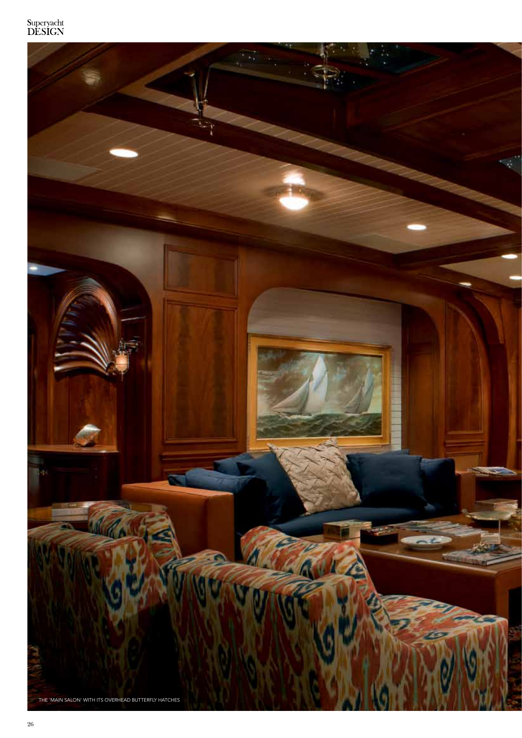THE 'MAIN SALON' WITH ITS OVERHEAD BUTTERFLY HATCHES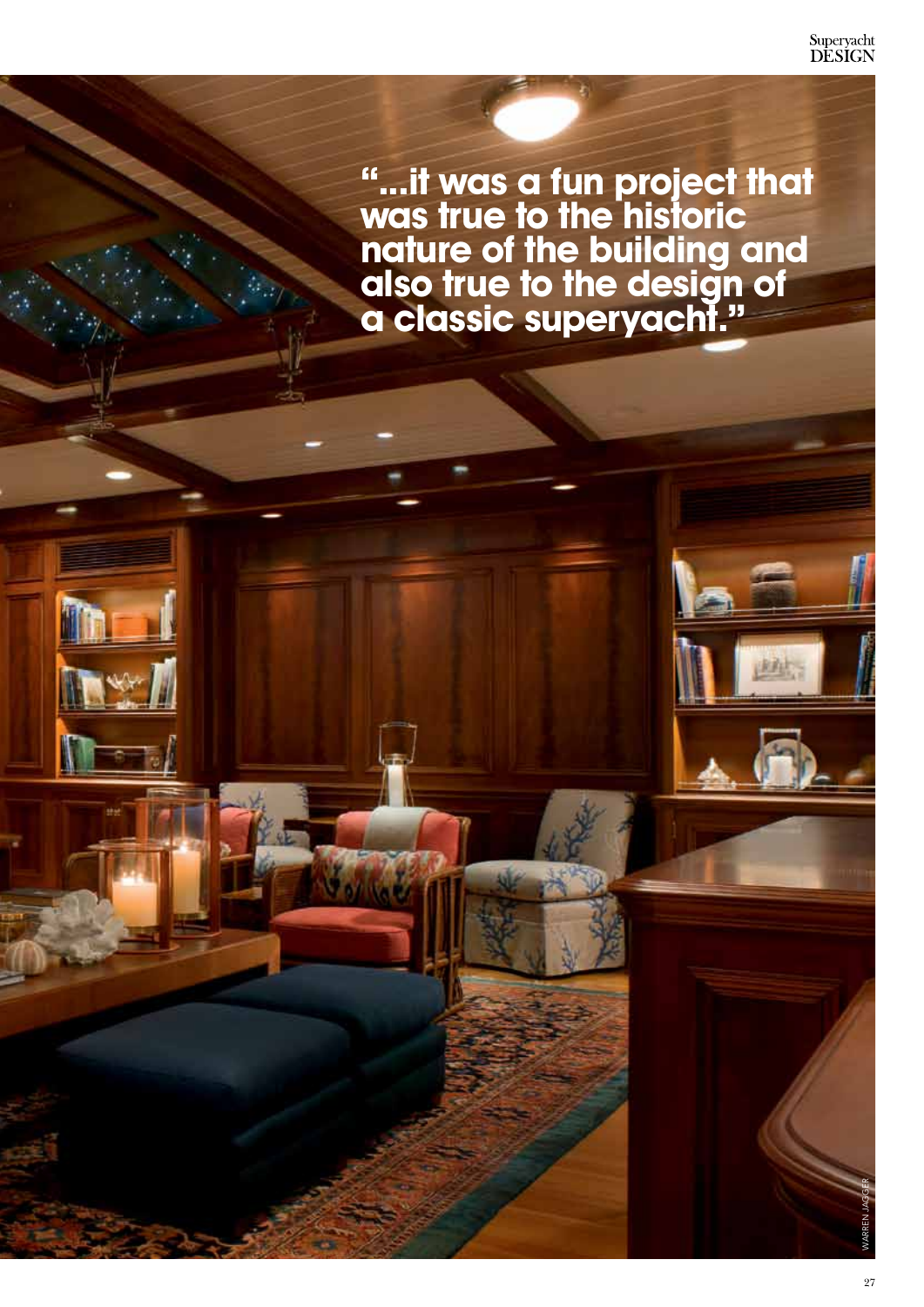**"...it was a fun project that was true to the historic nature of the building and also true to the design of a classic superyacht."**

WARREN JAGGER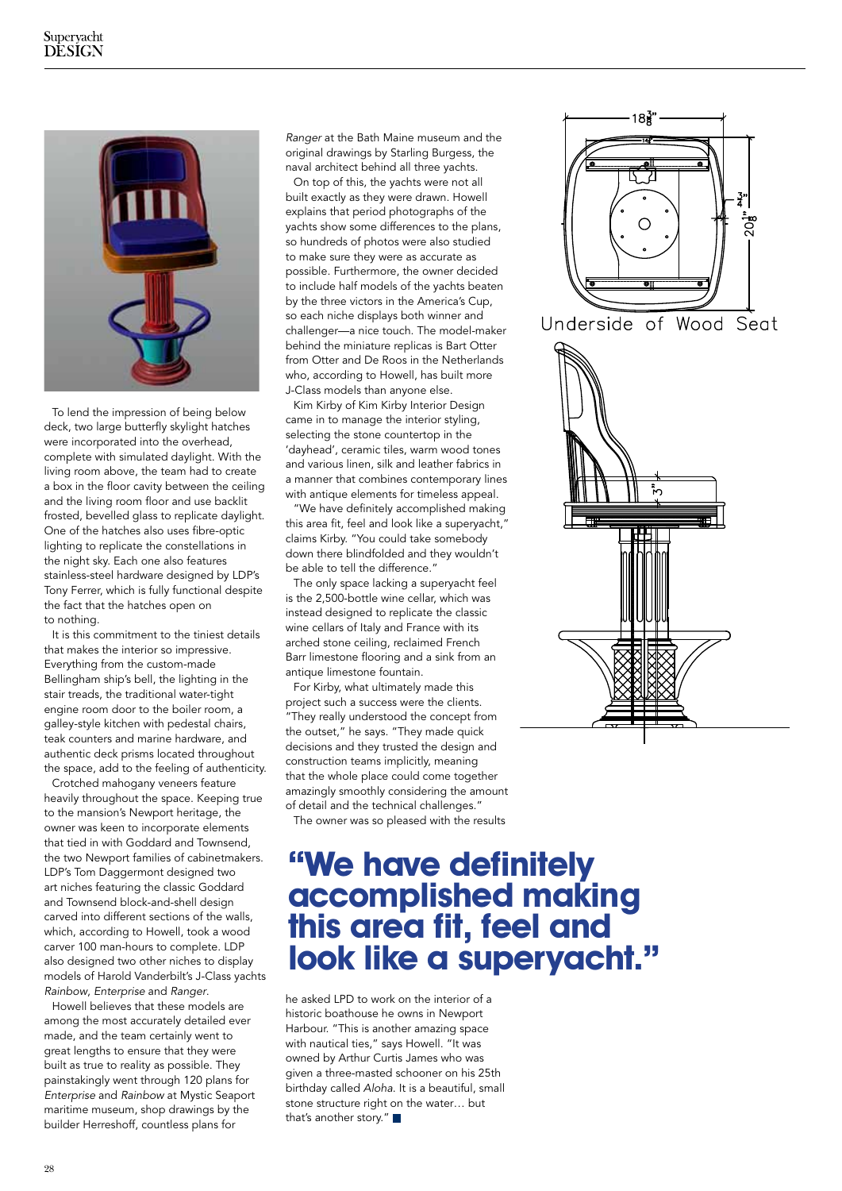To lend the impression of being below deck, two large butterfly skylight hatches were incorporated into the overhead, complete with simulated daylight. With the living room above, the team had to create a box in the floor cavity between the ceiling and the living room floor and use backlit frosted, bevelled glass to replicate daylight. One of the hatches also uses fibre-optic lighting to replicate the constellations in the night sky. Each one also features stainless-steel hardware designed by LDP's Tony Ferrer, which is fully functional despite the fact that the hatches open on to nothing.

It is this commitment to the tiniest details that makes the interior so impressive. Everything from the custom-made Bellingham ship's bell, the lighting in the stair treads, the traditional water-tight engine room door to the boiler room, a galley-style kitchen with pedestal chairs, teak counters and marine hardware, and authentic deck prisms located throughout the space, add to the feeling of authenticity.

Crotched mahogany veneers feature heavily throughout the space. Keeping true to the mansion's Newport heritage, the owner was keen to incorporate elements that tied in with Goddard and Townsend, the two Newport families of cabinetmakers. LDP's Tom Daggermont designed two art niches featuring the classic Goddard and Townsend block-and-shell design carved into different sections of the walls, which, according to Howell, took a wood carver 100 man-hours to complete. LDP also designed two other niches to display models of Harold Vanderbilt's J-Class yachts *Rainbow*, *Enterprise* and *Ranger*.

Howell believes that these models are among the most accurately detailed ever made, and the team certainly went to great lengths to ensure that they were built as true to reality as possible. They painstakingly went through 120 plans for *Enterprise* and *Rainbow* at Mystic Seaport maritime museum, shop drawings by the builder Herreshoff, countless plans for *Ranger* at the Bath Maine museum and the original drawings by Starling Burgess, the naval architect behind all three yachts.

On top of this, the yachts were not all built exactly as they were drawn. Howell explains that period photographs of the yachts show some differences to the plans, so hundreds of photos were also studied to make sure they were as accurate as possible. Furthermore, the owner decided to include half models of the yachts beaten by the three victors in the America's Cup, so each niche displays both winner and challenger—a nice touch. The model-maker behind the miniature replicas is Bart Otter from Otter and De Roos in the Netherlands who, according to Howell, has built more J-Class models than anyone else.

Kim Kirby of Kim Kirby Interior Design came in to manage the interior styling, selecting the stone countertop in the 'dayhead', ceramic tiles, warm wood tones and various linen, silk and leather fabrics in a manner that combines contemporary lines with antique elements for timeless appeal.

"We have definitely accomplished making this area fit, feel and look like a superyacht," claims Kirby. "You could take somebody down there blindfolded and they wouldn't be able to tell the difference."

The only space lacking a superyacht feel is the 2,500-bottle wine cellar, which was instead designed to replicate the classic wine cellars of Italy and France with its arched stone ceiling, reclaimed French Barr limestone flooring and a sink from an antique limestone fountain.

For Kirby, what ultimately made this project such a success were the clients. "They really understood the concept from the outset," he says. "They made quick decisions and they trusted the design and construction teams implicitly, meaning that the whole place could come together amazingly smoothly considering the amount of detail and the technical challenges."

The owner was so pleased with the results he asked LPD to work on the interior of a historic boathouse he owns in Newport Harbour. "This is another amazing space with nautical ties," says Howell. "It was owned by Arthur Curtis James who was given a three-masted schooner on his 25th birthday called *Aloha*. It is a beautiful, small stone structure right on the water… but that's another story."

## "We have definitely accomplished making this area fit, feel and look like a superyacht."

Underside of Wood Seat

18⅜"

20⅛"